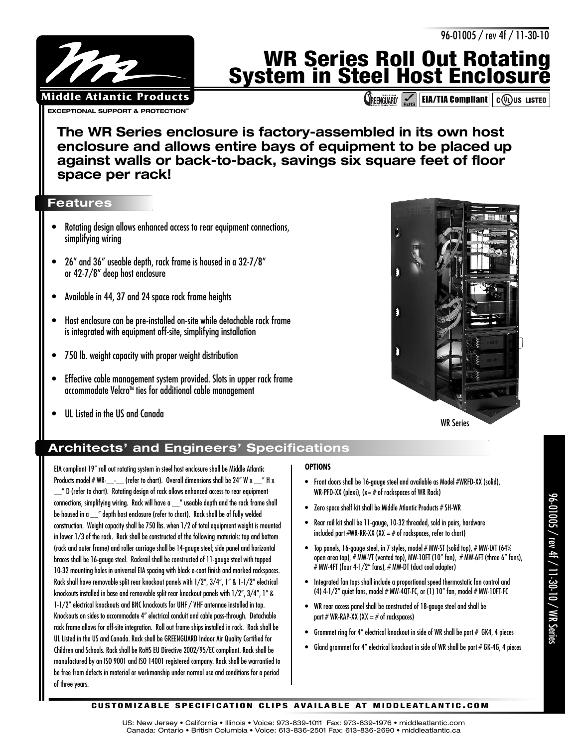96-01005 / rev 4f / 11-30-10

# WR Series Roll Out Rotating System in Steel Host Enclosure

GREENGUARD | RoHS | EIA/TIA Compliant | c UL us LISTED

Middle Atlantic Products
EXCEPTIONAL SUPPORT & PROTECTION™

**The WR Series enclosure is factory-assembled in its own host enclosure and allows entire bays of equipment to be placed up against walls or back-to-back, savings six square feet of floor space per rack!**

## Features

- Rotating design allows enhanced access to rear equipment connections, simplifying wiring
- 26" and 36" useable depth, rack frame is housed in a 32-7/8" or 42-7/8" deep host enclosure
- Available in 44, 37 and 24 space rack frame heights
- Host enclosure can be pre-installed on-site while detachable rack frame is integrated with equipment off-site, simplifying installation
- 750 lb. weight capacity with proper weight distribution
- Effective cable management system provided. Slots in upper rack frame accommodate Velcro™ ties for additional cable management
- UL Listed in the US and Canada

WR Series

## Architects' and Engineers' Specifications

EIA compliant 19" roll out rotating system in steel host enclosure shall be Middle Atlantic Products model # WR-__-__ (refer to chart). Overall dimensions shall be 24" W x __" H x __" D (refer to chart). Rotating design of rack allows enhanced access to rear equipment connections, simplifying wiring. Rack will have a __" useable depth and the rack frame shall be housed in a __" depth host enclosure (refer to chart). Rack shall be of fully welded construction. Weight capacity shall be 750 lbs. when 1/2 of total equipment weight is mounted in lower 1/3 of the rack. Rack shall be constructed of the following materials: top and bottom (rack and outer frame) and roller carriage shall be 14-gauge steel; side panel and horizontal braces shall be 16-gauge steel. Rackrail shall be constructed of 11-gauge steel with tapped 10-32 mounting holes in universal EIA spacing with black e-coat finish and marked rackspaces. Rack shall have removable split rear knockout panels with 1/2", 3/4", 1" & 1-1/2" electrical knockouts installed in base and removable split rear knockout panels with 1/2", 3/4", 1" & 1-1/2" electrical knockouts and BNC knockouts for UHF / VHF antennae installed in top. Knockouts on sides to accommodate 4" electrical conduit and cable pass-through. Detachable rack frame allows for off-site integration. Roll out frame ships installed in rack. Rack shall be UL Listed in the US and Canada. Rack shall be GREENGUARD Indoor Air Quality Certified for Children and Schools. Rack shall be RoHS EU Directive 2002/95/EC compliant. Rack shall be manufactured by an ISO 9001 and ISO 14001 registered company. Rack shall be warrantied to be free from defects in material or workmanship under normal use and conditions for a period of three years.

### OPTIONS

- Front doors shall be 16-gauge steel and available as Model #WRFD-XX (solid), WR-PFD-XX (plexi), (x= # of rackspaces of WR Rack)
- Zero space shelf kit shall be Middle Atlantic Products # SH-WR
- Rear rail kit shall be 11-gauge, 10-32 threaded, sold in pairs, hardware included part #WR-RR-XX (XX = # of rackspaces, refer to chart)
- Top panels, 16-gauge steel, in 7 styles, model # MW-ST (solid top), # MW-LVT (64% open area top), # MW-VT (vented top), MW-10FT (10" fan), # MW-6FT (three 6" fans), # MW-4FT (four 4-1/2" fans), # MW-DT (duct cool adapter)
- Integrated fan tops shall include a proportional speed thermostatic fan control and (4) 4-1/2" quiet fans, model # MW-4QT-FC, or (1) 10" fan, model # MW-10FT-FC
- WR rear access panel shall be constructed of 18-gauge steel and shall be part # WR-RAP-XX (XX = # of rackspaces)
- Grommet ring for 4" electrical knockout in side of WR shall be part # GK4, 4 pieces
- Gland grommet for 4" electrical knockout in side of WR shall be part # GK-4G, 4 pieces

CUSTOMIZABLE SPECIFICATION CLIPS AVAILABLE AT MIDDLEATLANTIC.COM

US: New Jersey • California • Illinois • Voice: 973-839-1011 Fax: 973-839-1976 • middleatlantic.com
Canada: Ontario • British Columbia • Voice: 613-836-2501 Fax: 613-836-2690 • middleatlantic.ca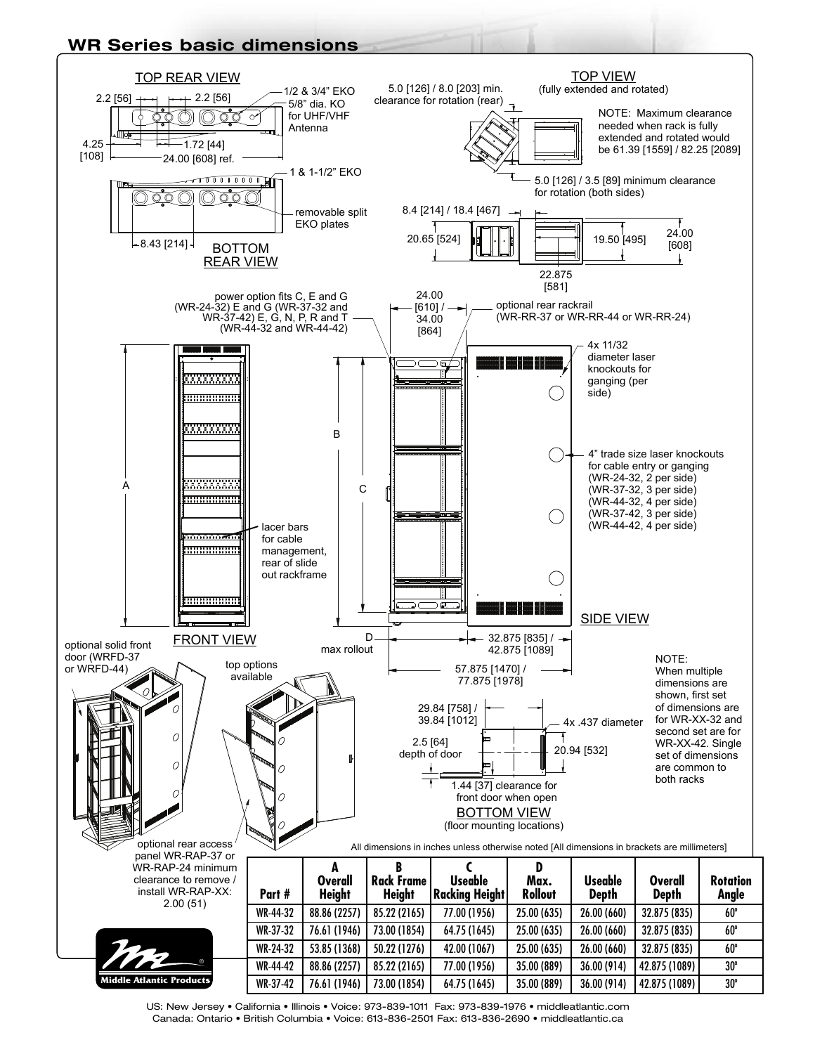## WR Series basic dimensions

TOP REAR VIEW

2.2 [56]

2.2 [56]

1/2 & 3/4" EKO

5/8" dia. KO for UHF/VHF Antenna

4.25 [108]

1.72 [44]

24.00 [608] ref.

1 & 1-1/2" EKO

removable split EKO plates

8.43 [214]

BOTTOM REAR VIEW

TOP VIEW (fully extended and rotated)

5.0 [126] / 8.0 [203] min. clearance for rotation (rear)

NOTE: Maximum clearance needed when rack is fully extended and rotated would be 61.39 [1559] / 82.25 [2089]

5.0 [126] / 3.5 [89] minimum clearance for rotation (both sides)

8.4 [214] / 18.4 [467]

20.65 [524]

19.50 [495]

24.00 [608]

22.875 [581]

power option fits C, E and G (WR-24-32) E and G (WR-37-32 and WR-37-42) E, G, N, P, R and T (WR-44-32 and WR-44-42)

24.00 [610] / 34.00 [864]

optional rear rackrail (WR-RR-37 or WR-RR-44 or WR-RR-24)

4x 11/32 diameter laser knockouts for ganging (per side)

4" trade size laser knockouts for cable entry or ganging (WR-24-32, 2 per side) (WR-37-32, 3 per side) (WR-44-32, 4 per side) (WR-37-42, 3 per side) (WR-44-42, 4 per side)

A

B

C

lacer bars for cable management, rear of slide out rackframe

FRONT VIEW

SIDE VIEW

D max rollout

32.875 [835] / 42.875 [1089]

57.875 [1470] / 77.875 [1978]

optional solid front door (WRFD-37 or WRFD-44)

top options available

29.84 [758] / 39.84 [1012]

4x .437 diameter

2.5 [64] depth of door

20.94 [532]

1.44 [37] clearance for front door when open

BOTTOM VIEW (floor mounting locations)

NOTE: When multiple dimensions are shown, first set of dimensions are for WR-XX-32 and second set are for WR-XX-42. Single set of dimensions are common to both racks

optional rear access panel WR-RAP-37 or WR-RAP-24 minimum clearance to remove / install WR-RAP-XX: 2.00 (51)

All dimensions in inches unless otherwise noted [All dimensions in brackets are millimeters]

| Part # | A Overall Height | B Rack Frame Height | C Useable Racking Height | D Max. Rollout | Useable Depth | Overall Depth | Rotation Angle |
|---|---|---|---|---|---|---|---|
| WR-44-32 | 88.86 (2257) | 85.22 (2165) | 77.00 (1956) | 25.00 (635) | 26.00 (660) | 32.875 (835) | 60º |
| WR-37-32 | 76.61 (1946) | 73.00 (1854) | 64.75 (1645) | 25.00 (635) | 26.00 (660) | 32.875 (835) | 60º |
| WR-24-32 | 53.85 (1368) | 50.22 (1276) | 42.00 (1067) | 25.00 (635) | 26.00 (660) | 32.875 (835) | 60º |
| WR-44-42 | 88.86 (2257) | 85.22 (2165) | 77.00 (1956) | 35.00 (889) | 36.00 (914) | 42.875 (1089) | 30º |
| WR-37-42 | 76.61 (1946) | 73.00 (1854) | 64.75 (1645) | 35.00 (889) | 36.00 (914) | 42.875 (1089) | 30º |

Middle Atlantic Products

US: New Jersey • California • Illinois • Voice: 973-839-1011 Fax: 973-839-1976 • middleatlantic.com
Canada: Ontario • British Columbia • Voice: 613-836-2501 Fax: 613-836-2690 • middleatlantic.ca